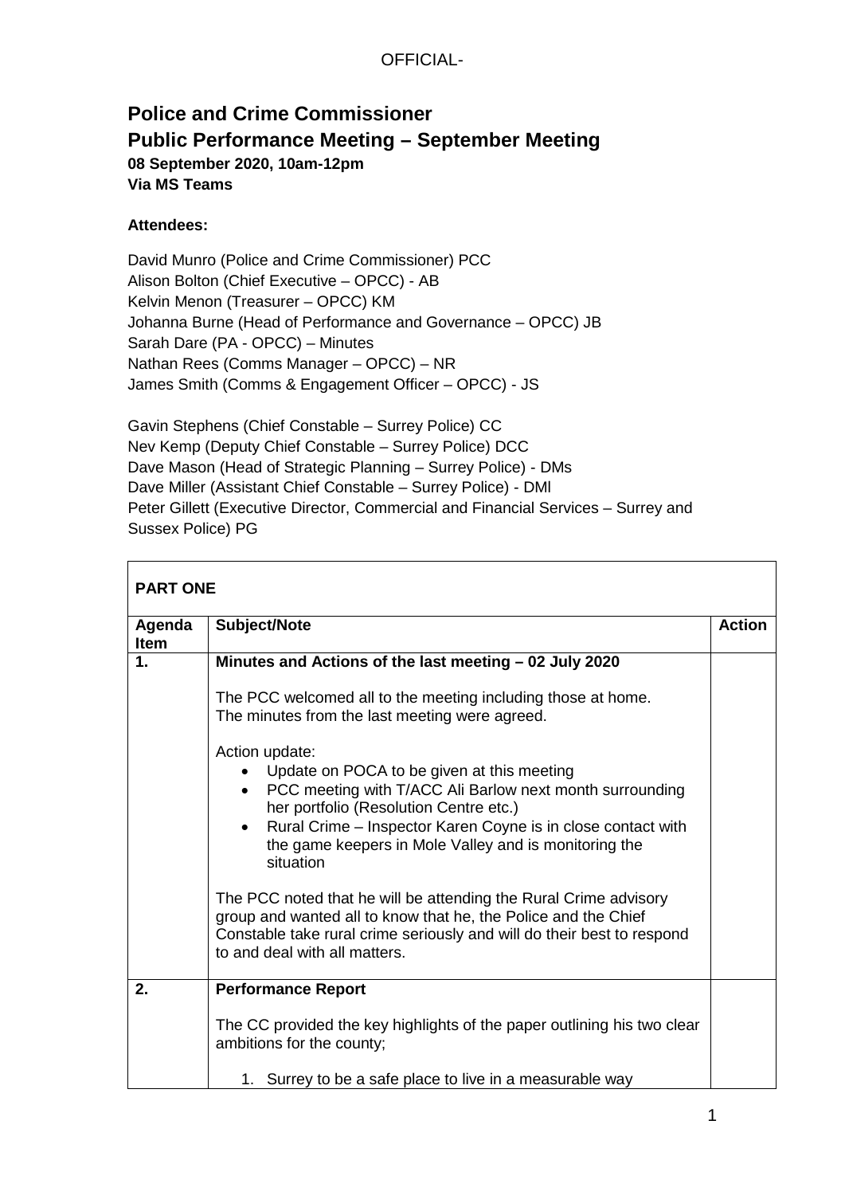OFFICIAL-

# Police and Crime Commissioner
## Public Performance Meeting – September Meeting

**08 September 2020, 10am-12pm**
**Via MS Teams**

**Attendees:**

David Munro (Police and Crime Commissioner) PCC
Alison Bolton (Chief Executive – OPCC) - AB
Kelvin Menon (Treasurer – OPCC) KM
Johanna Burne (Head of Performance and Governance – OPCC) JB
Sarah Dare (PA - OPCC) – Minutes
Nathan Rees (Comms Manager – OPCC) – NR
James Smith (Comms & Engagement Officer – OPCC) - JS

Gavin Stephens (Chief Constable – Surrey Police) CC
Nev Kemp (Deputy Chief Constable – Surrey Police) DCC
Dave Mason (Head of Strategic Planning – Surrey Police) - DMs
Dave Miller (Assistant Chief Constable – Surrey Police) - DMl
Peter Gillett (Executive Director, Commercial and Financial Services – Surrey and Sussex Police) PG

| **PART ONE** | | |
|---|---|---|
| **Agenda Item** | **Subject/Note** | **Action** |
| **1.** | **Minutes and Actions of the last meeting – 02 July 2020**<br><br>The PCC welcomed all to the meeting including those at home.<br>The minutes from the last meeting were agreed.<br><br>Action update:<br>• Update on POCA to be given at this meeting<br>• PCC meeting with T/ACC Ali Barlow next month surrounding her portfolio (Resolution Centre etc.)<br>• Rural Crime – Inspector Karen Coyne is in close contact with the game keepers in Mole Valley and is monitoring the situation<br><br>The PCC noted that he will be attending the Rural Crime advisory group and wanted all to know that he, the Police and the Chief Constable take rural crime seriously and will do their best to respond to and deal with all matters. | |
| **2.** | **Performance Report**<br><br>The CC provided the key highlights of the paper outlining his two clear ambitions for the county;<br><br>1. Surrey to be a safe place to live in a measurable way | |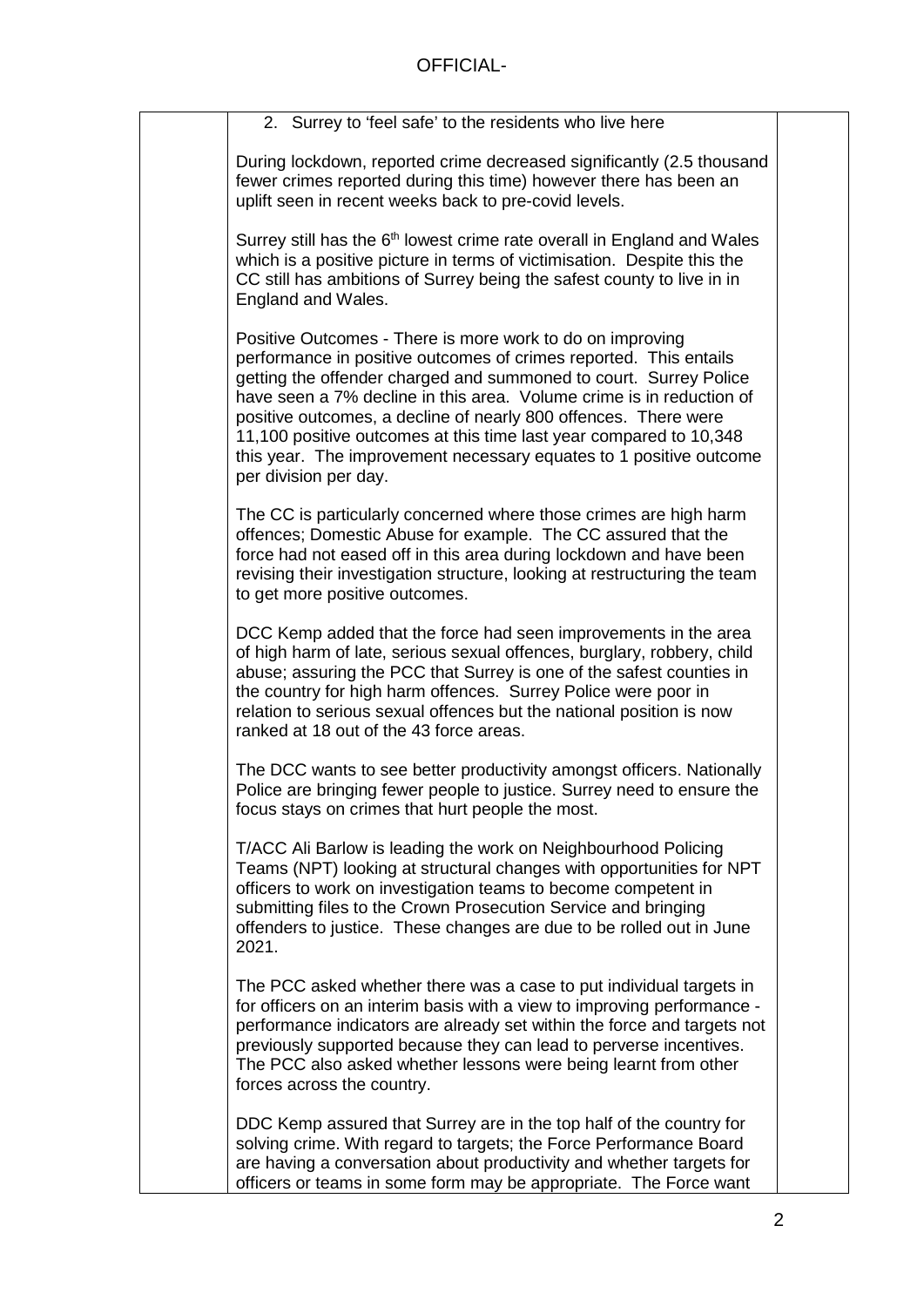2. Surrey to 'feel safe' to the residents who live here

During lockdown, reported crime decreased significantly (2.5 thousand fewer crimes reported during this time) however there has been an uplift seen in recent weeks back to pre-covid levels.

Surrey still has the 6th lowest crime rate overall in England and Wales which is a positive picture in terms of victimisation. Despite this the CC still has ambitions of Surrey being the safest county to live in in England and Wales.

Positive Outcomes - There is more work to do on improving performance in positive outcomes of crimes reported. This entails getting the offender charged and summoned to court. Surrey Police have seen a 7% decline in this area. Volume crime is in reduction of positive outcomes, a decline of nearly 800 offences. There were 11,100 positive outcomes at this time last year compared to 10,348 this year. The improvement necessary equates to 1 positive outcome per division per day.

The CC is particularly concerned where those crimes are high harm offences; Domestic Abuse for example. The CC assured that the force had not eased off in this area during lockdown and have been revising their investigation structure, looking at restructuring the team to get more positive outcomes.

DCC Kemp added that the force had seen improvements in the area of high harm of late, serious sexual offences, burglary, robbery, child abuse; assuring the PCC that Surrey is one of the safest counties in the country for high harm offences. Surrey Police were poor in relation to serious sexual offences but the national position is now ranked at 18 out of the 43 force areas.

The DCC wants to see better productivity amongst officers. Nationally Police are bringing fewer people to justice. Surrey need to ensure the focus stays on crimes that hurt people the most.

T/ACC Ali Barlow is leading the work on Neighbourhood Policing Teams (NPT) looking at structural changes with opportunities for NPT officers to work on investigation teams to become competent in submitting files to the Crown Prosecution Service and bringing offenders to justice. These changes are due to be rolled out in June 2021.

The PCC asked whether there was a case to put individual targets in for officers on an interim basis with a view to improving performance - performance indicators are already set within the force and targets not previously supported because they can lead to perverse incentives. The PCC also asked whether lessons were being learnt from other forces across the country.

DDC Kemp assured that Surrey are in the top half of the country for solving crime. With regard to targets; the Force Performance Board are having a conversation about productivity and whether targets for officers or teams in some form may be appropriate. The Force want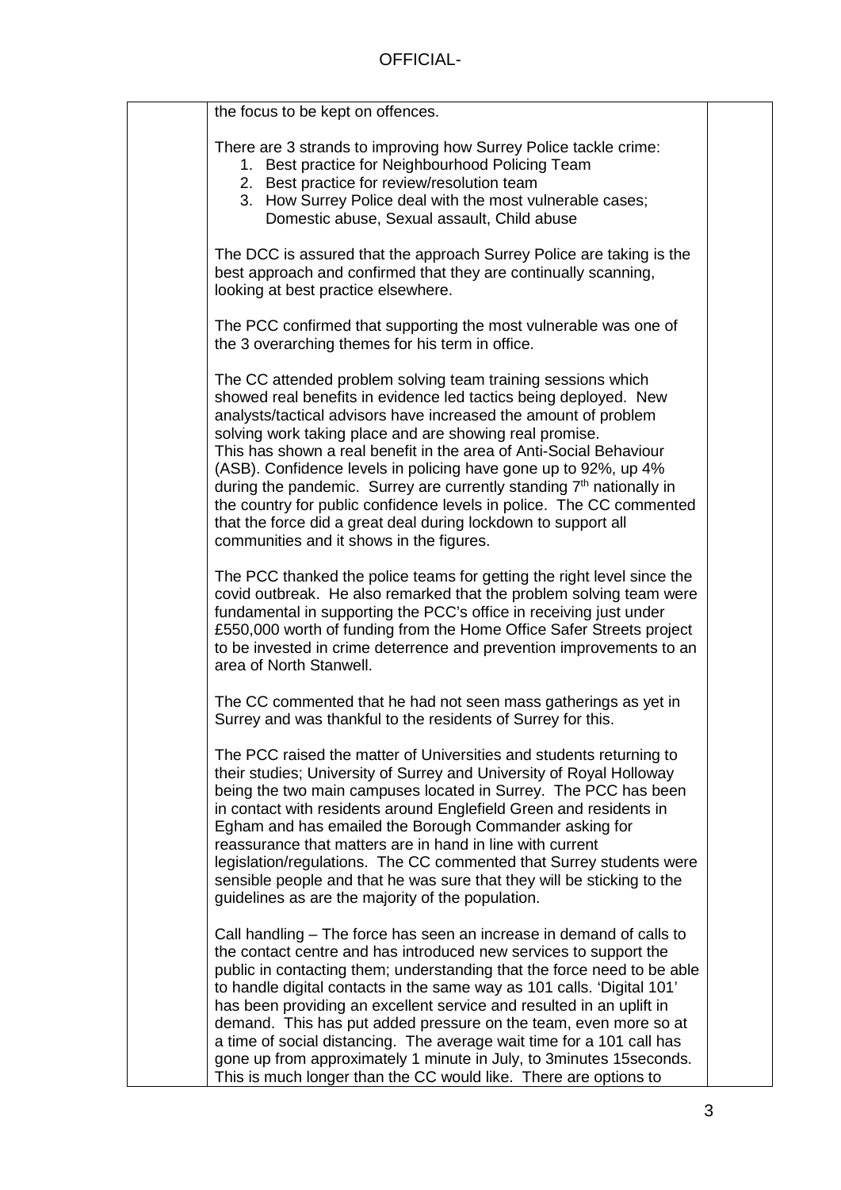the focus to be kept on offences.

There are 3 strands to improving how Surrey Police tackle crime:

1. Best practice for Neighbourhood Policing Team
2. Best practice for review/resolution team
3. How Surrey Police deal with the most vulnerable cases; Domestic abuse, Sexual assault, Child abuse

The DCC is assured that the approach Surrey Police are taking is the best approach and confirmed that they are continually scanning, looking at best practice elsewhere.

The PCC confirmed that supporting the most vulnerable was one of the 3 overarching themes for his term in office.

The CC attended problem solving team training sessions which showed real benefits in evidence led tactics being deployed. New analysts/tactical advisors have increased the amount of problem solving work taking place and are showing real promise. This has shown a real benefit in the area of Anti-Social Behaviour (ASB). Confidence levels in policing have gone up to 92%, up 4% during the pandemic. Surrey are currently standing 7th nationally in the country for public confidence levels in police. The CC commented that the force did a great deal during lockdown to support all communities and it shows in the figures.

The PCC thanked the police teams for getting the right level since the covid outbreak. He also remarked that the problem solving team were fundamental in supporting the PCC's office in receiving just under £550,000 worth of funding from the Home Office Safer Streets project to be invested in crime deterrence and prevention improvements to an area of North Stanwell.

The CC commented that he had not seen mass gatherings as yet in Surrey and was thankful to the residents of Surrey for this.

The PCC raised the matter of Universities and students returning to their studies; University of Surrey and University of Royal Holloway being the two main campuses located in Surrey. The PCC has been in contact with residents around Englefield Green and residents in Egham and has emailed the Borough Commander asking for reassurance that matters are in hand in line with current legislation/regulations. The CC commented that Surrey students were sensible people and that he was sure that they will be sticking to the guidelines as are the majority of the population.

Call handling – The force has seen an increase in demand of calls to the contact centre and has introduced new services to support the public in contacting them; understanding that the force need to be able to handle digital contacts in the same way as 101 calls. 'Digital 101' has been providing an excellent service and resulted in an uplift in demand. This has put added pressure on the team, even more so at a time of social distancing. The average wait time for a 101 call has gone up from approximately 1 minute in July, to 3minutes 15seconds. This is much longer than the CC would like. There are options to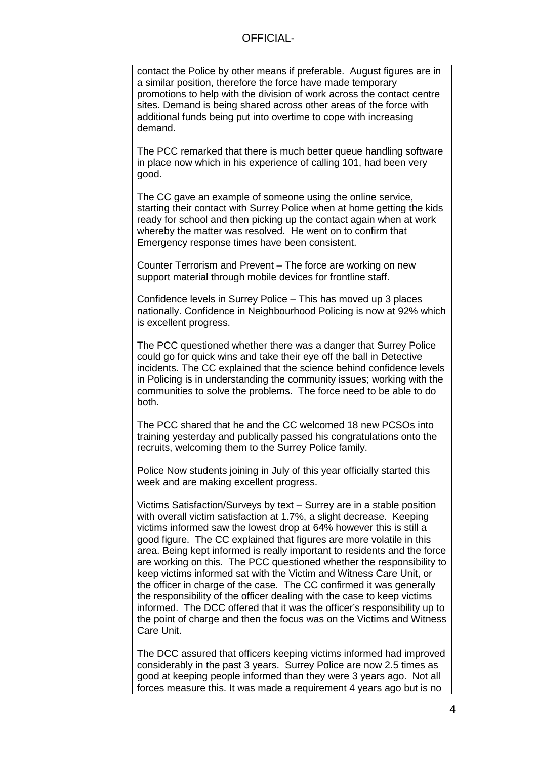contact the Police by other means if preferable. August figures are in a similar position, therefore the force have made temporary promotions to help with the division of work across the contact centre sites. Demand is being shared across other areas of the force with additional funds being put into overtime to cope with increasing demand.

The PCC remarked that there is much better queue handling software in place now which in his experience of calling 101, had been very good.

The CC gave an example of someone using the online service, starting their contact with Surrey Police when at home getting the kids ready for school and then picking up the contact again when at work whereby the matter was resolved. He went on to confirm that Emergency response times have been consistent.

Counter Terrorism and Prevent – The force are working on new support material through mobile devices for frontline staff.

Confidence levels in Surrey Police – This has moved up 3 places nationally. Confidence in Neighbourhood Policing is now at 92% which is excellent progress.

The PCC questioned whether there was a danger that Surrey Police could go for quick wins and take their eye off the ball in Detective incidents. The CC explained that the science behind confidence levels in Policing is in understanding the community issues; working with the communities to solve the problems. The force need to be able to do both.

The PCC shared that he and the CC welcomed 18 new PCSOs into training yesterday and publically passed his congratulations onto the recruits, welcoming them to the Surrey Police family.

Police Now students joining in July of this year officially started this week and are making excellent progress.

Victims Satisfaction/Surveys by text – Surrey are in a stable position with overall victim satisfaction at 1.7%, a slight decrease. Keeping victims informed saw the lowest drop at 64% however this is still a good figure. The CC explained that figures are more volatile in this area. Being kept informed is really important to residents and the force are working on this. The PCC questioned whether the responsibility to keep victims informed sat with the Victim and Witness Care Unit, or the officer in charge of the case. The CC confirmed it was generally the responsibility of the officer dealing with the case to keep victims informed. The DCC offered that it was the officer's responsibility up to the point of charge and then the focus was on the Victims and Witness Care Unit.

The DCC assured that officers keeping victims informed had improved considerably in the past 3 years. Surrey Police are now 2.5 times as good at keeping people informed than they were 3 years ago. Not all forces measure this. It was made a requirement 4 years ago but is no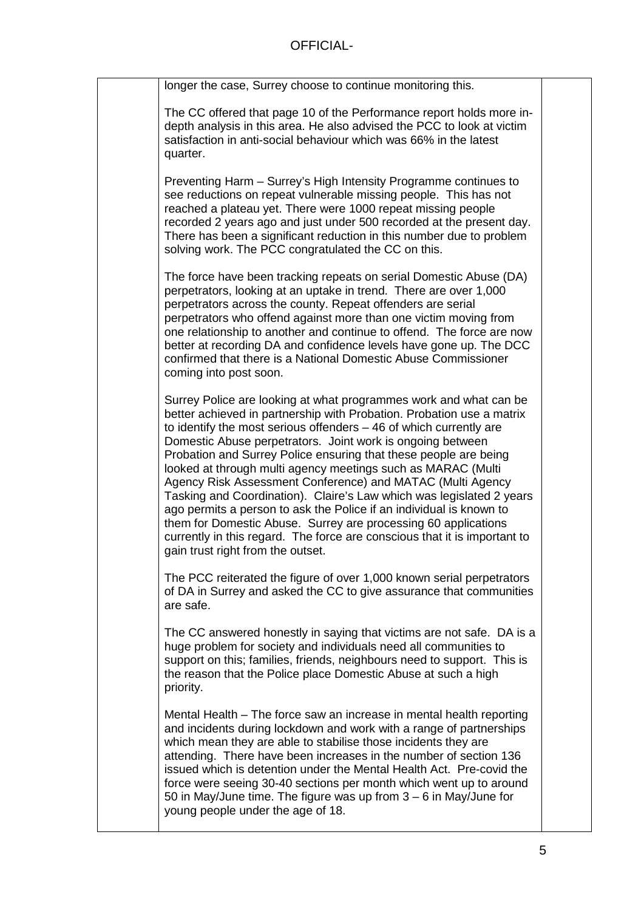longer the case, Surrey choose to continue monitoring this.

The CC offered that page 10 of the Performance report holds more in-depth analysis in this area. He also advised the PCC to look at victim satisfaction in anti-social behaviour which was 66% in the latest quarter.

Preventing Harm – Surrey's High Intensity Programme continues to see reductions on repeat vulnerable missing people. This has not reached a plateau yet. There were 1000 repeat missing people recorded 2 years ago and just under 500 recorded at the present day. There has been a significant reduction in this number due to problem solving work. The PCC congratulated the CC on this.

The force have been tracking repeats on serial Domestic Abuse (DA) perpetrators, looking at an uptake in trend. There are over 1,000 perpetrators across the county. Repeat offenders are serial perpetrators who offend against more than one victim moving from one relationship to another and continue to offend. The force are now better at recording DA and confidence levels have gone up. The DCC confirmed that there is a National Domestic Abuse Commissioner coming into post soon.

Surrey Police are looking at what programmes work and what can be better achieved in partnership with Probation. Probation use a matrix to identify the most serious offenders – 46 of which currently are Domestic Abuse perpetrators. Joint work is ongoing between Probation and Surrey Police ensuring that these people are being looked at through multi agency meetings such as MARAC (Multi Agency Risk Assessment Conference) and MATAC (Multi Agency Tasking and Coordination). Claire's Law which was legislated 2 years ago permits a person to ask the Police if an individual is known to them for Domestic Abuse. Surrey are processing 60 applications currently in this regard. The force are conscious that it is important to gain trust right from the outset.

The PCC reiterated the figure of over 1,000 known serial perpetrators of DA in Surrey and asked the CC to give assurance that communities are safe.

The CC answered honestly in saying that victims are not safe. DA is a huge problem for society and individuals need all communities to support on this; families, friends, neighbours need to support. This is the reason that the Police place Domestic Abuse at such a high priority.

Mental Health – The force saw an increase in mental health reporting and incidents during lockdown and work with a range of partnerships which mean they are able to stabilise those incidents they are attending. There have been increases in the number of section 136 issued which is detention under the Mental Health Act. Pre-covid the force were seeing 30-40 sections per month which went up to around 50 in May/June time. The figure was up from 3 – 6 in May/June for young people under the age of 18.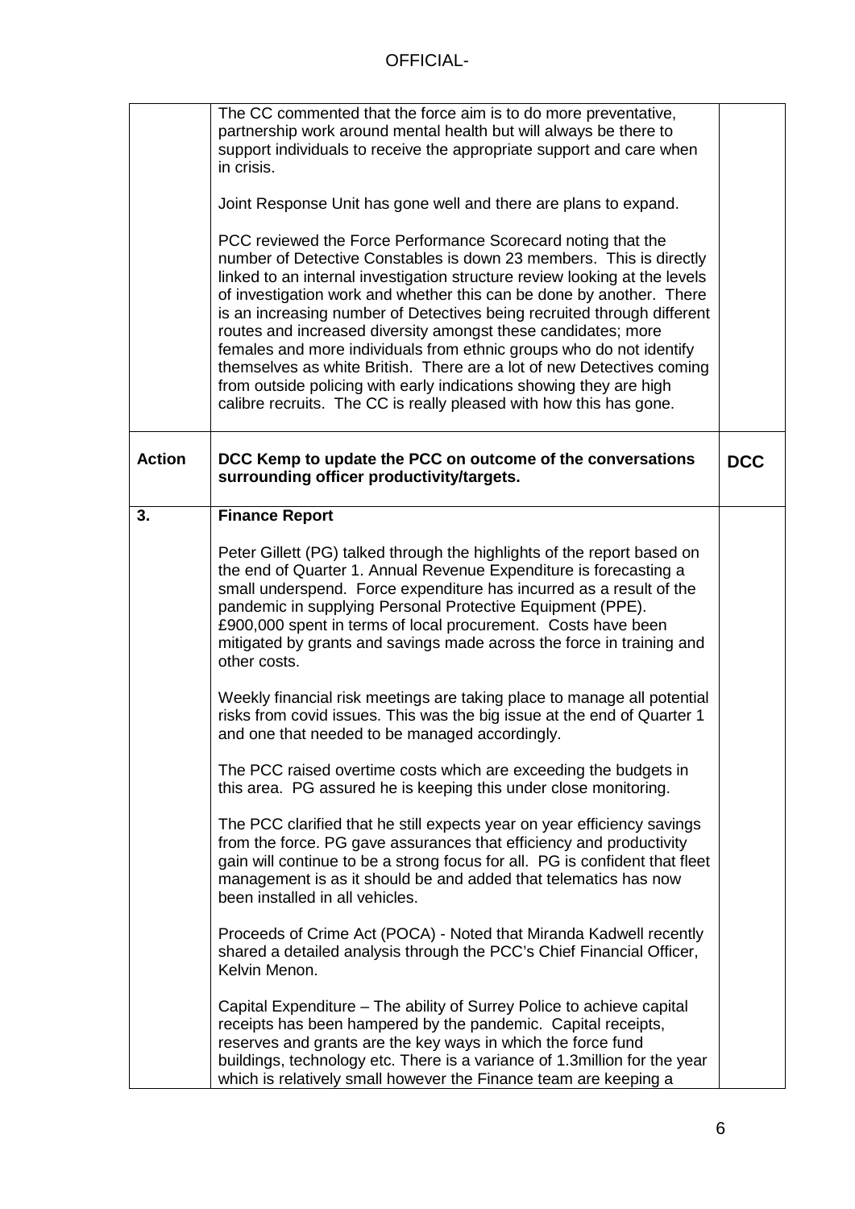OFFICIAL-

| | | |
|---|---|---|
| | The CC commented that the force aim is to do more preventative, partnership work around mental health but will always be there to support individuals to receive the appropriate support and care when in crisis.<br><br>Joint Response Unit has gone well and there are plans to expand.<br><br>PCC reviewed the Force Performance Scorecard noting that the number of Detective Constables is down 23 members. This is directly linked to an internal investigation structure review looking at the levels of investigation work and whether this can be done by another. There is an increasing number of Detectives being recruited through different routes and increased diversity amongst these candidates; more females and more individuals from ethnic groups who do not identify themselves as white British. There are a lot of new Detectives coming from outside policing with early indications showing they are high calibre recruits. The CC is really pleased with how this has gone. | |
| **Action** | **DCC Kemp to update the PCC on outcome of the conversations surrounding officer productivity/targets.** | **DCC** |
| **3.** | **Finance Report**<br><br>Peter Gillett (PG) talked through the highlights of the report based on the end of Quarter 1. Annual Revenue Expenditure is forecasting a small underspend. Force expenditure has incurred as a result of the pandemic in supplying Personal Protective Equipment (PPE). £900,000 spent in terms of local procurement. Costs have been mitigated by grants and savings made across the force in training and other costs.<br><br>Weekly financial risk meetings are taking place to manage all potential risks from covid issues. This was the big issue at the end of Quarter 1 and one that needed to be managed accordingly.<br><br>The PCC raised overtime costs which are exceeding the budgets in this area. PG assured he is keeping this under close monitoring.<br><br>The PCC clarified that he still expects year on year efficiency savings from the force. PG gave assurances that efficiency and productivity gain will continue to be a strong focus for all. PG is confident that fleet management is as it should be and added that telematics has now been installed in all vehicles.<br><br>Proceeds of Crime Act (POCA) - Noted that Miranda Kadwell recently shared a detailed analysis through the PCC's Chief Financial Officer, Kelvin Menon.<br><br>Capital Expenditure – The ability of Surrey Police to achieve capital receipts has been hampered by the pandemic. Capital receipts, reserves and grants are the key ways in which the force fund buildings, technology etc. There is a variance of 1.3million for the year which is relatively small however the Finance team are keeping a | |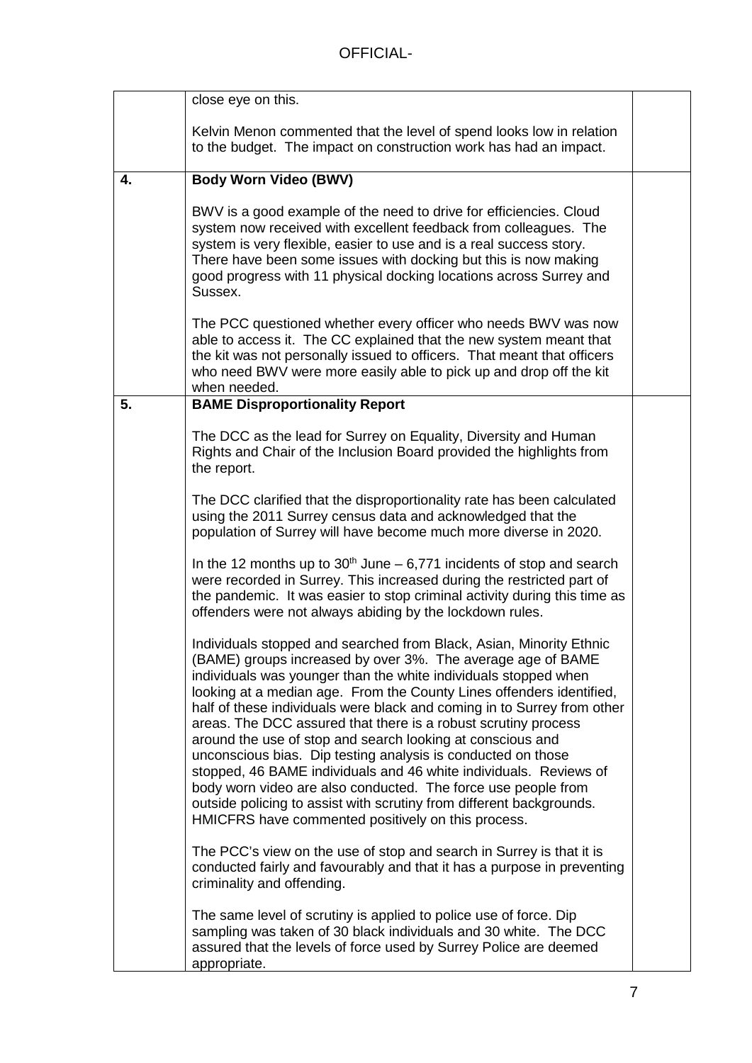| | | |
|---|---|---|
| | close eye on this.<br><br>Kelvin Menon commented that the level of spend looks low in relation to the budget. The impact on construction work has had an impact. | |
| **4.** | **Body Worn Video (BWV)**<br><br>BWV is a good example of the need to drive for efficiencies. Cloud system now received with excellent feedback from colleagues. The system is very flexible, easier to use and is a real success story. There have been some issues with docking but this is now making good progress with 11 physical docking locations across Surrey and Sussex.<br><br>The PCC questioned whether every officer who needs BWV was now able to access it. The CC explained that the new system meant that the kit was not personally issued to officers. That meant that officers who need BWV were more easily able to pick up and drop off the kit when needed. | |
| **5.** | **BAME Disproportionality Report**<br><br>The DCC as the lead for Surrey on Equality, Diversity and Human Rights and Chair of the Inclusion Board provided the highlights from the report.<br><br>The DCC clarified that the disproportionality rate has been calculated using the 2011 Surrey census data and acknowledged that the population of Surrey will have become much more diverse in 2020.<br><br>In the 12 months up to 30th June – 6,771 incidents of stop and search were recorded in Surrey. This increased during the restricted part of the pandemic. It was easier to stop criminal activity during this time as offenders were not always abiding by the lockdown rules.<br><br>Individuals stopped and searched from Black, Asian, Minority Ethnic (BAME) groups increased by over 3%. The average age of BAME individuals was younger than the white individuals stopped when looking at a median age. From the County Lines offenders identified, half of these individuals were black and coming in to Surrey from other areas. The DCC assured that there is a robust scrutiny process around the use of stop and search looking at conscious and unconscious bias. Dip testing analysis is conducted on those stopped, 46 BAME individuals and 46 white individuals. Reviews of body worn video are also conducted. The force use people from outside policing to assist with scrutiny from different backgrounds. HMICFRS have commented positively on this process.<br><br>The PCC's view on the use of stop and search in Surrey is that it is conducted fairly and favourably and that it has a purpose in preventing criminality and offending.<br><br>The same level of scrutiny is applied to police use of force. Dip sampling was taken of 30 black individuals and 30 white. The DCC assured that the levels of force used by Surrey Police are deemed appropriate. | |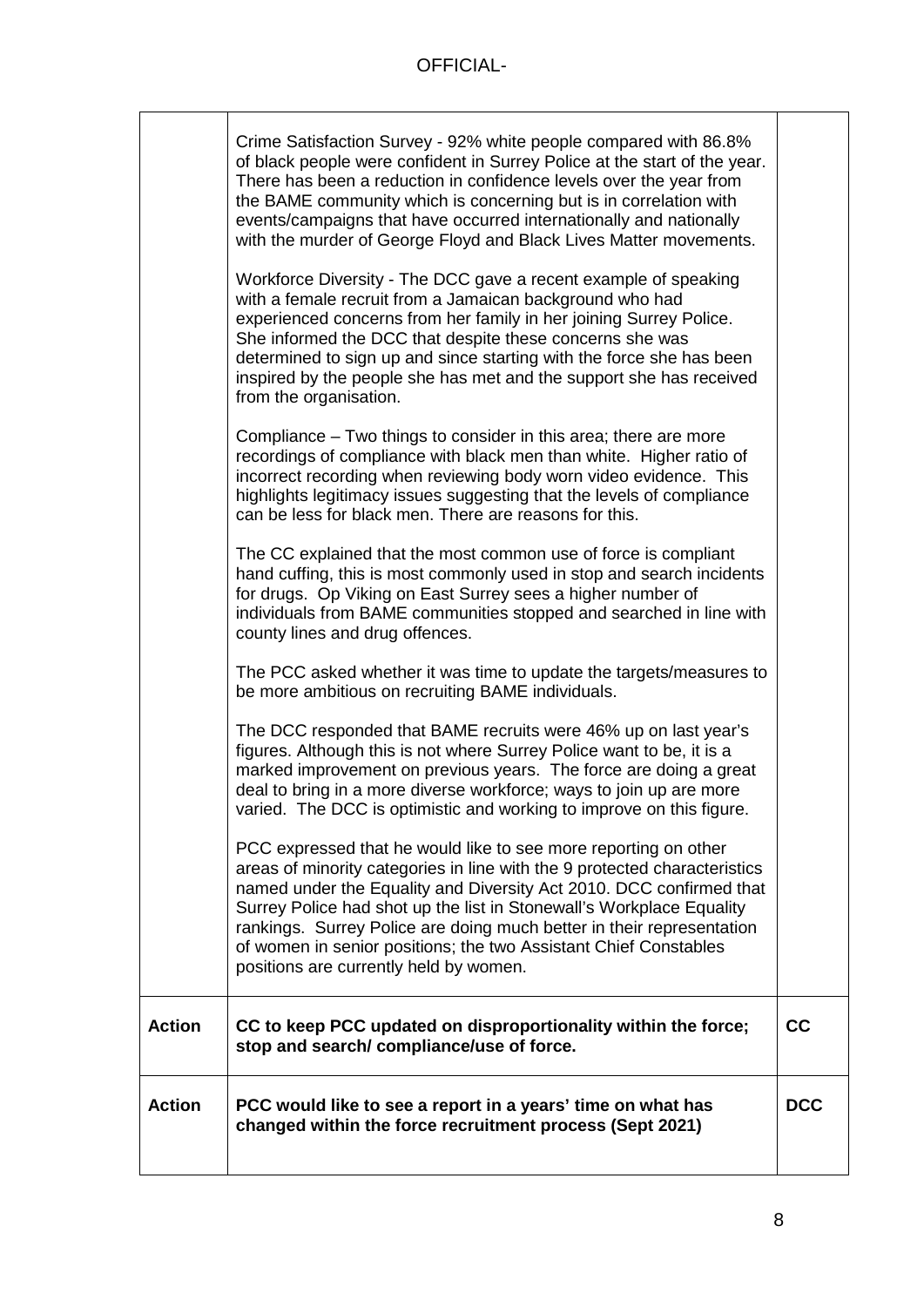| | | |
|---|---|---|
| | Crime Satisfaction Survey - 92% white people compared with 86.8% of black people were confident in Surrey Police at the start of the year. There has been a reduction in confidence levels over the year from the BAME community which is concerning but is in correlation with events/campaigns that have occurred internationally and nationally with the murder of George Floyd and Black Lives Matter movements.<br><br>Workforce Diversity - The DCC gave a recent example of speaking with a female recruit from a Jamaican background who had experienced concerns from her family in her joining Surrey Police. She informed the DCC that despite these concerns she was determined to sign up and since starting with the force she has been inspired by the people she has met and the support she has received from the organisation.<br><br>Compliance – Two things to consider in this area; there are more recordings of compliance with black men than white. Higher ratio of incorrect recording when reviewing body worn video evidence. This highlights legitimacy issues suggesting that the levels of compliance can be less for black men. There are reasons for this.<br><br>The CC explained that the most common use of force is compliant hand cuffing, this is most commonly used in stop and search incidents for drugs. Op Viking on East Surrey sees a higher number of individuals from BAME communities stopped and searched in line with county lines and drug offences.<br><br>The PCC asked whether it was time to update the targets/measures to be more ambitious on recruiting BAME individuals.<br><br>The DCC responded that BAME recruits were 46% up on last year's figures. Although this is not where Surrey Police want to be, it is a marked improvement on previous years. The force are doing a great deal to bring in a more diverse workforce; ways to join up are more varied. The DCC is optimistic and working to improve on this figure.<br><br>PCC expressed that he would like to see more reporting on other areas of minority categories in line with the 9 protected characteristics named under the Equality and Diversity Act 2010. DCC confirmed that Surrey Police had shot up the list in Stonewall's Workplace Equality rankings. Surrey Police are doing much better in their representation of women in senior positions; the two Assistant Chief Constables positions are currently held by women. | |
| **Action** | **CC to keep PCC updated on disproportionality within the force; stop and search/ compliance/use of force.** | **CC** |
| **Action** | **PCC would like to see a report in a years' time on what has changed within the force recruitment process (Sept 2021)** | **DCC** |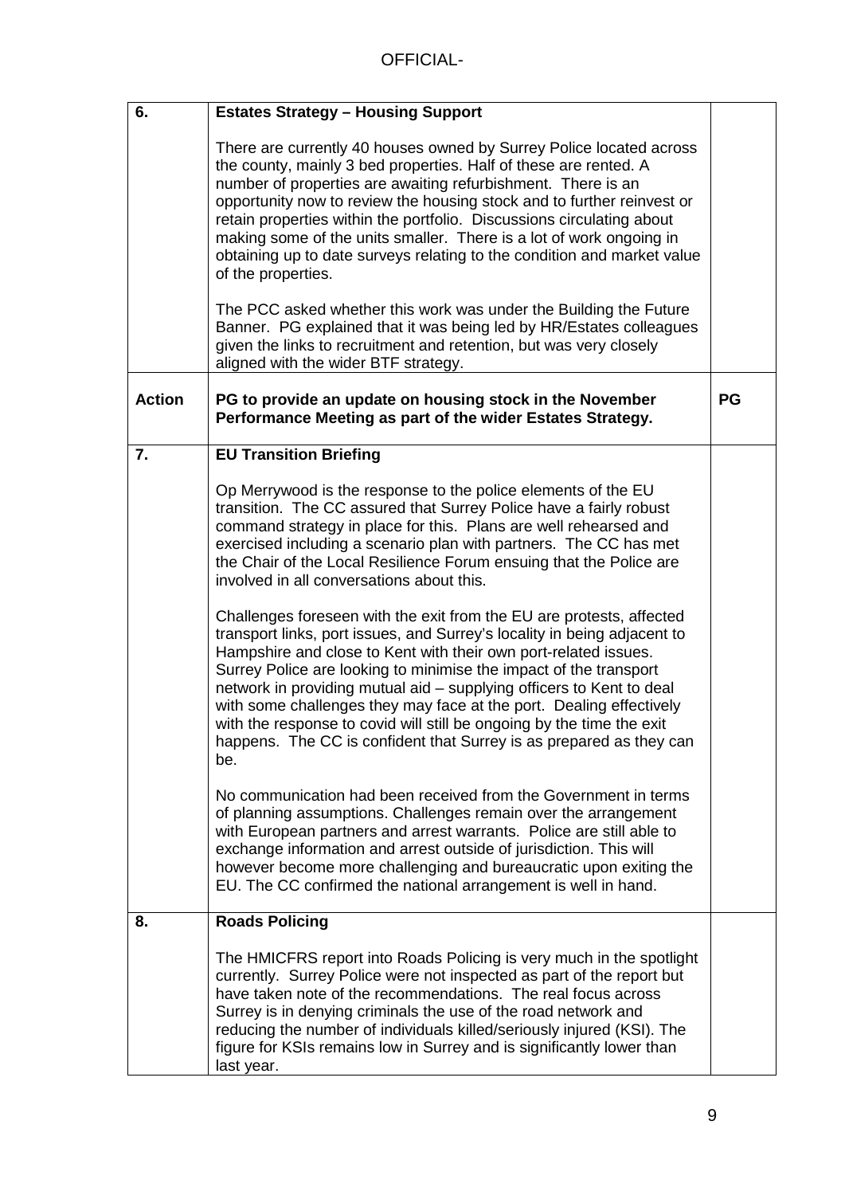| | | |
|---|---|---|
| **6.** | **Estates Strategy – Housing Support**<br><br>There are currently 40 houses owned by Surrey Police located across the county, mainly 3 bed properties. Half of these are rented. A number of properties are awaiting refurbishment. There is an opportunity now to review the housing stock and to further reinvest or retain properties within the portfolio. Discussions circulating about making some of the units smaller. There is a lot of work ongoing in obtaining up to date surveys relating to the condition and market value of the properties.<br><br>The PCC asked whether this work was under the Building the Future Banner. PG explained that it was being led by HR/Estates colleagues given the links to recruitment and retention, but was very closely aligned with the wider BTF strategy. | |
| **Action** | **PG to provide an update on housing stock in the November Performance Meeting as part of the wider Estates Strategy.** | **PG** |
| **7.** | **EU Transition Briefing**<br><br>Op Merrywood is the response to the police elements of the EU transition. The CC assured that Surrey Police have a fairly robust command strategy in place for this. Plans are well rehearsed and exercised including a scenario plan with partners. The CC has met the Chair of the Local Resilience Forum ensuing that the Police are involved in all conversations about this.<br><br>Challenges foreseen with the exit from the EU are protests, affected transport links, port issues, and Surrey's locality in being adjacent to Hampshire and close to Kent with their own port-related issues. Surrey Police are looking to minimise the impact of the transport network in providing mutual aid – supplying officers to Kent to deal with some challenges they may face at the port. Dealing effectively with the response to covid will still be ongoing by the time the exit happens. The CC is confident that Surrey is as prepared as they can be.<br><br>No communication had been received from the Government in terms of planning assumptions. Challenges remain over the arrangement with European partners and arrest warrants. Police are still able to exchange information and arrest outside of jurisdiction. This will however become more challenging and bureaucratic upon exiting the EU. The CC confirmed the national arrangement is well in hand. | |
| **8.** | **Roads Policing**<br><br>The HMICFRS report into Roads Policing is very much in the spotlight currently. Surrey Police were not inspected as part of the report but have taken note of the recommendations. The real focus across Surrey is in denying criminals the use of the road network and reducing the number of individuals killed/seriously injured (KSI). The figure for KSIs remains low in Surrey and is significantly lower than last year. | |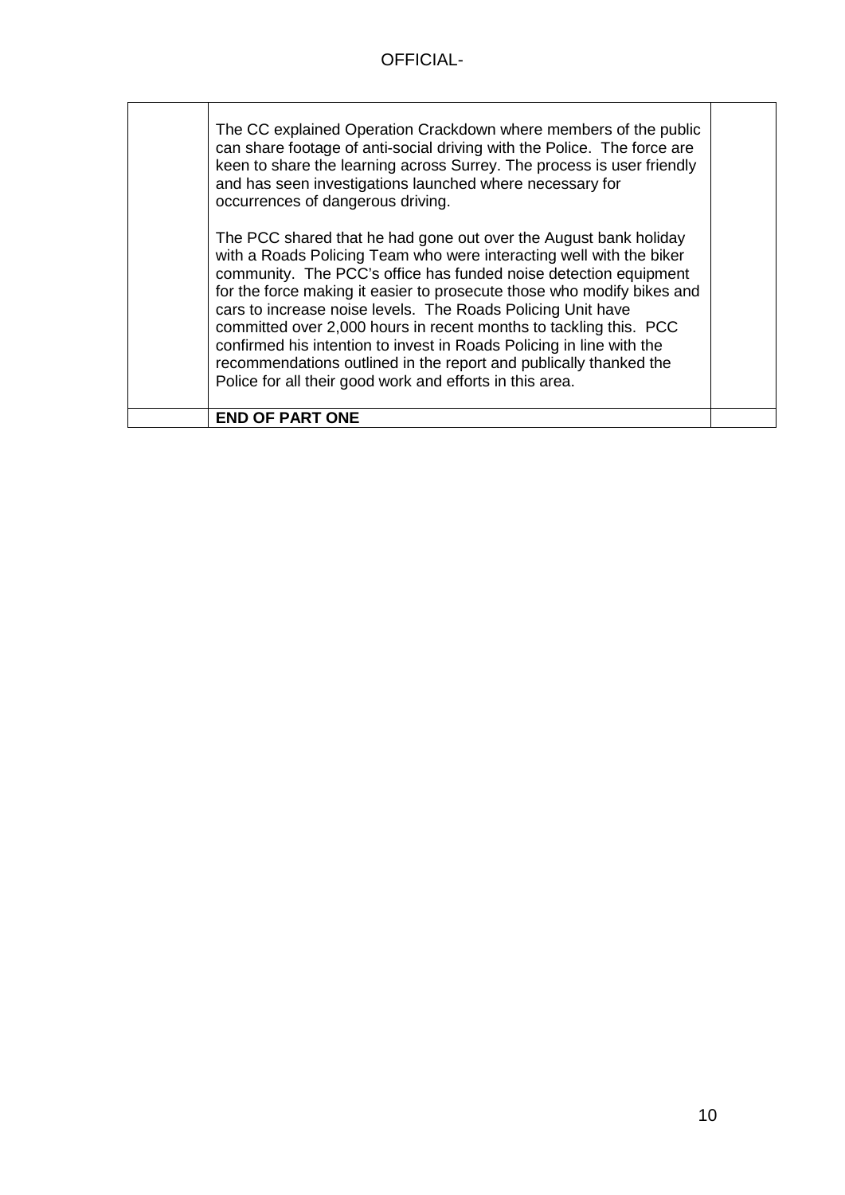| | | |
|---|---|---|
| | The CC explained Operation Crackdown where members of the public can share footage of anti-social driving with the Police. The force are keen to share the learning across Surrey. The process is user friendly and has seen investigations launched where necessary for occurrences of dangerous driving.<br><br>The PCC shared that he had gone out over the August bank holiday with a Roads Policing Team who were interacting well with the biker community. The PCC's office has funded noise detection equipment for the force making it easier to prosecute those who modify bikes and cars to increase noise levels. The Roads Policing Unit have committed over 2,000 hours in recent months to tackling this. PCC confirmed his intention to invest in Roads Policing in line with the recommendations outlined in the report and publically thanked the Police for all their good work and efforts in this area. | |
| | **END OF PART ONE** | |